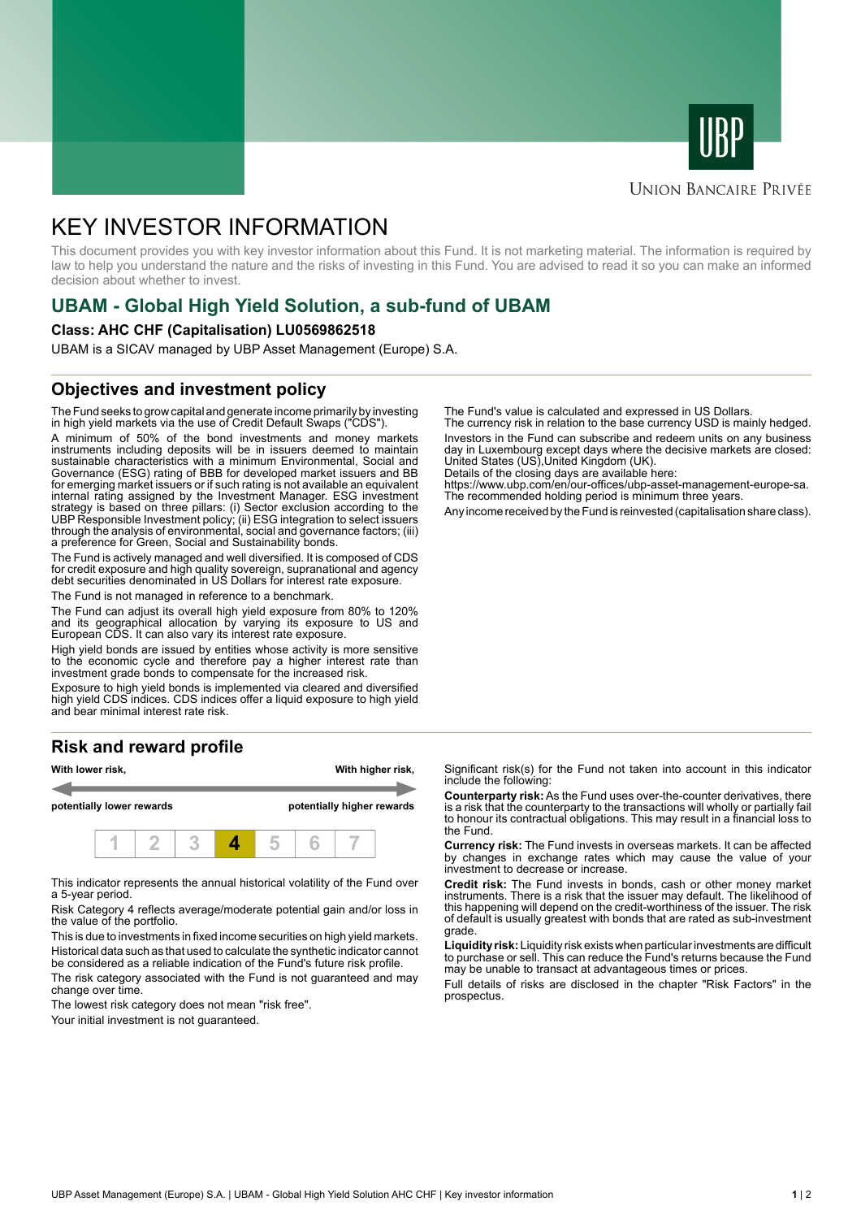UNION BANCAIRE PRIVÉE

# KEY INVESTOR INFORMATION

This document provides you with key investor information about this Fund. It is not marketing material. The information is required by law to help you understand the nature and the risks of investing in this Fund. You are advised to read it so you can make an informed decision about whether to invest.

## UBAM - Global High Yield Solution, a sub-fund of UBAM

**Class: AHC CHF (Capitalisation) LU0569862518**

UBAM is a SICAV managed by UBP Asset Management (Europe) S.A.

## Objectives and investment policy

The Fund seeks to grow capital and generate income primarily by investing in high yield markets via the use of Credit Default Swaps ("CDS").

A minimum of 50% of the bond investments and money markets instruments including deposits will be in issuers deemed to maintain sustainable characteristics with a minimum Environmental, Social and Governance (ESG) rating of BBB for developed market issuers and BB for emerging market issuers or if such rating is not available an equivalent internal rating assigned by the Investment Manager. ESG investment strategy is based on three pillars: (i) Sector exclusion according to the UBP Responsible Investment policy; (ii) ESG integration to select issuers through the analysis of environmental, social and governance factors; (iii) a preference for Green, Social and Sustainability bonds.

The Fund is actively managed and well diversified. It is composed of CDS for credit exposure and high quality sovereign, supranational and agency debt securities denominated in US Dollars for interest rate exposure.

The Fund is not managed in reference to a benchmark.

The Fund can adjust its overall high yield exposure from 80% to 120% and its geographical allocation by varying its exposure to US and European CDS. It can also vary its interest rate exposure.

High yield bonds are issued by entities whose activity is more sensitive to the economic cycle and therefore pay a higher interest rate than investment grade bonds to compensate for the increased risk.

Exposure to high yield bonds is implemented via cleared and diversified high yield CDS indices. CDS indices offer a liquid exposure to high yield and bear minimal interest rate risk.

The Fund's value is calculated and expressed in US Dollars.
The currency risk in relation to the base currency USD is mainly hedged.

Investors in the Fund can subscribe and redeem units on any business day in Luxembourg except days where the decisive markets are closed: United States (US),United Kingdom (UK).
Details of the closing days are available here:
https://www.ubp.com/en/our-offices/ubp-asset-management-europe-sa.
The recommended holding period is minimum three years.

Any income received by the Fund is reinvested (capitalisation share class).

## Risk and reward profile

**With lower risk,** **potentially lower rewards** — **With higher risk,** **potentially higher rewards**

| 1 | 2 | 3 | **4** | 5 | 6 | 7 |
|---|---|---|---|---|---|---|

This indicator represents the annual historical volatility of the Fund over a 5-year period.

Risk Category 4 reflects average/moderate potential gain and/or loss in the value of the portfolio.

This is due to investments in fixed income securities on high yield markets.

Historical data such as that used to calculate the synthetic indicator cannot be considered as a reliable indication of the Fund's future risk profile.

The risk category associated with the Fund is not guaranteed and may change over time.

The lowest risk category does not mean "risk free".

Your initial investment is not guaranteed.

Significant risk(s) for the Fund not taken into account in this indicator include the following:

**Counterparty risk:** As the Fund uses over-the-counter derivatives, there is a risk that the counterparty to the transactions will wholly or partially fail to honour its contractual obligations. This may result in a financial loss to the Fund.

**Currency risk:** The Fund invests in overseas markets. It can be affected by changes in exchange rates which may cause the value of your investment to decrease or increase.

**Credit risk:** The Fund invests in bonds, cash or other money market instruments. There is a risk that the issuer may default. The likelihood of this happening will depend on the credit-worthiness of the issuer. The risk of default is usually greatest with bonds that are rated as sub-investment grade.

**Liquidity risk:** Liquidity risk exists when particular investments are difficult to purchase or sell. This can reduce the Fund's returns because the Fund may be unable to transact at advantageous times or prices.

Full details of risks are disclosed in the chapter "Risk Factors" in the prospectus.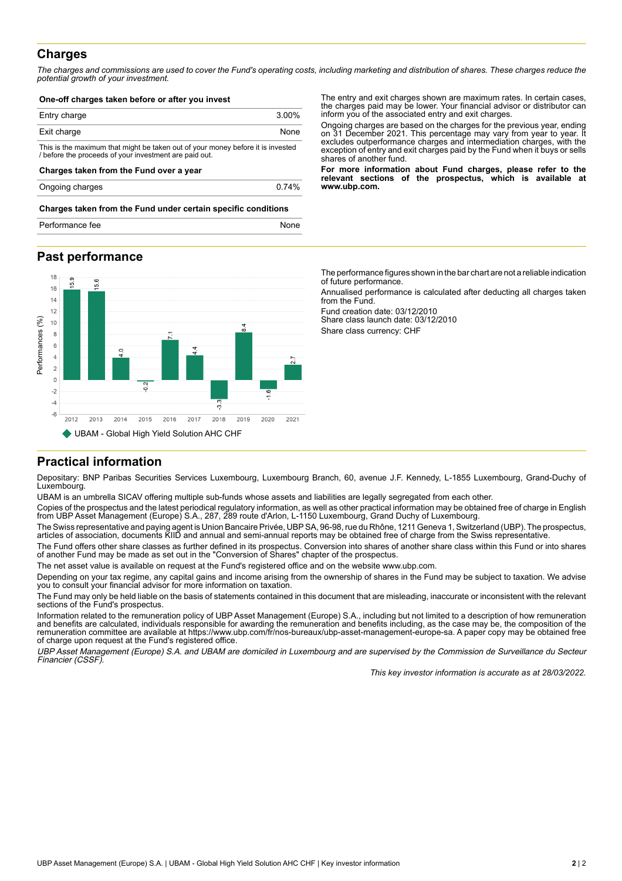## Charges

*The charges and commissions are used to cover the Fund's operating costs, including marketing and distribution of shares. These charges reduce the potential growth of your investment.*

| One-off charges taken before or after you invest | |
|---|---|
| Entry charge | 3.00% |
| Exit charge | None |

This is the maximum that might be taken out of your money before it is invested / before the proceeds of your investment are paid out.

| Charges taken from the Fund over a year | |
|---|---|
| Ongoing charges | 0.74% |

| Charges taken from the Fund under certain specific conditions | |
|---|---|
| Performance fee | None |

The entry and exit charges shown are maximum rates. In certain cases, the charges paid may be lower. Your financial advisor or distributor can inform you of the associated entry and exit charges.

Ongoing charges are based on the charges for the previous year, ending on 31 December 2021. This percentage may vary from year to year. It excludes outperformance charges and intermediation charges, with the exception of entry and exit charges paid by the Fund when it buys or sells shares of another fund.

**For more information about Fund charges, please refer to the relevant sections of the prospectus, which is available at www.ubp.com.**

## Past performance

Performances (%)

18
16
14
12
10
8
6
4
2
0
-2
-4
-6

15.9
15.6
4.0
-0.2
7.1
4.4
-3.3
8.4
-1.6
2.7

2012 2013 2014 2015 2016 2017 2018 2019 2020 2021

UBAM - Global High Yield Solution AHC CHF

The performance figures shown in the bar chart are not a reliable indication of future performance.

Annualised performance is calculated after deducting all charges taken from the Fund.

Fund creation date: 03/12/2010
Share class launch date: 03/12/2010
Share class currency: CHF

## Practical information

Depositary: BNP Paribas Securities Services Luxembourg, Luxembourg Branch, 60, avenue J.F. Kennedy, L-1855 Luxembourg, Grand-Duchy of Luxembourg.

UBAM is an umbrella SICAV offering multiple sub-funds whose assets and liabilities are legally segregated from each other.

Copies of the prospectus and the latest periodical regulatory information, as well as other practical information may be obtained free of charge in English from UBP Asset Management (Europe) S.A., 287, 289 route d'Arlon, L-1150 Luxembourg, Grand Duchy of Luxembourg.

The Swiss representative and paying agent is Union Bancaire Privée, UBP SA, 96-98, rue du Rhône, 1211 Geneva 1, Switzerland (UBP). The prospectus, articles of association, documents KIID and annual and semi-annual reports may be obtained free of charge from the Swiss representative.

The Fund offers other share classes as further defined in its prospectus. Conversion into shares of another share class within this Fund or into shares of another Fund may be made as set out in the "Conversion of Shares" chapter of the prospectus.

The net asset value is available on request at the Fund's registered office and on the website www.ubp.com.

Depending on your tax regime, any capital gains and income arising from the ownership of shares in the Fund may be subject to taxation. We advise you to consult your financial advisor for more information on taxation.

The Fund may only be held liable on the basis of statements contained in this document that are misleading, inaccurate or inconsistent with the relevant sections of the Fund's prospectus.

Information related to the remuneration policy of UBP Asset Management (Europe) S.A., including but not limited to a description of how remuneration and benefits are calculated, individuals responsible for awarding the remuneration and benefits including, as the case may be, the composition of the remuneration committee are available at https://www.ubp.com/fr/nos-bureaux/ubp-asset-management-europe-sa. A paper copy may be obtained free of charge upon request at the Fund's registered office.

*UBP Asset Management (Europe) S.A. and UBAM are domiciled in Luxembourg and are supervised by the Commission de Surveillance du Secteur Financier (CSSF).*

*This key investor information is accurate as at 28/03/2022.*